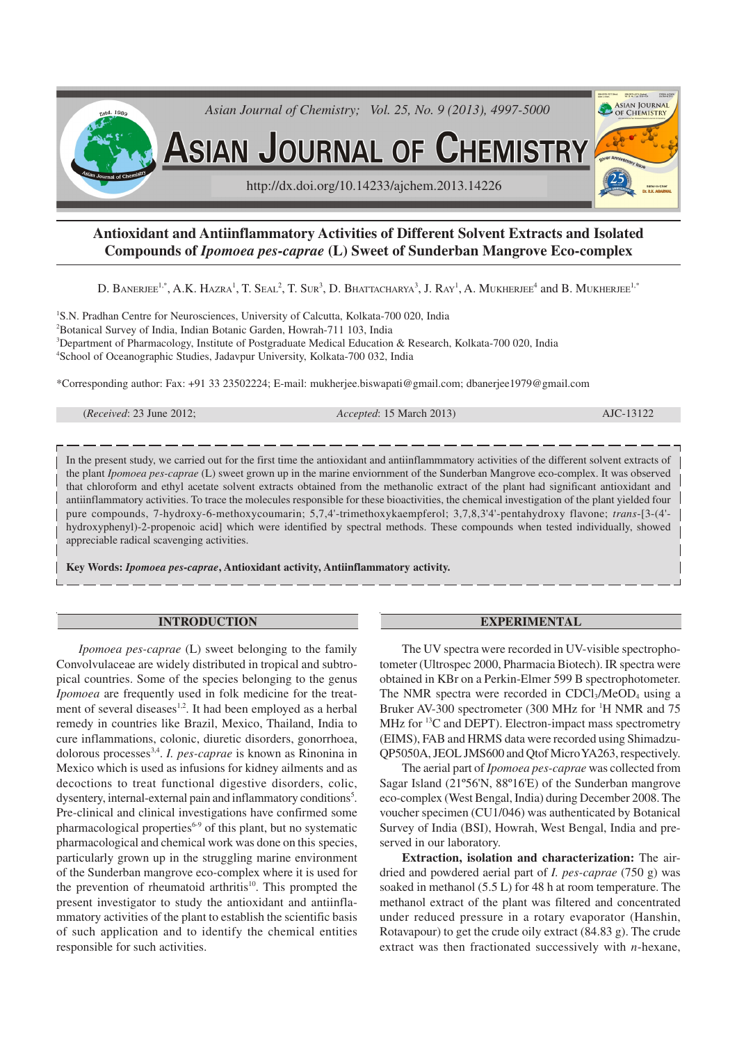# Antioxidant and Antiinflammatory Activities of Different Solvent Extracts and Isolated Compounds of *Ipomoea pes-caprae* (L) Sweet of Sunderban Mangrove Eco-complex

D. Banerjee[1,*], A.K. Hazra[1], T. Seal[2], T. Sur[3], D. Bhattacharya[3], J. Ray[1], A. Mukherjee[4] and B. Mukherjee[1,*]

[1]S.N. Pradhan Centre for Neurosciences, University of Calcutta, Kolkata-700 020, India
[2]Botanical Survey of India, Indian Botanic Garden, Howrah-711 103, India
[3]Department of Pharmacology, Institute of Postgraduate Medical Education & Research, Kolkata-700 020, India
[4]School of Oceanographic Studies, Jadavpur University, Kolkata-700 032, India

*Corresponding author: Fax: +91 33 23502224; E-mail: mukherjee.biswapati@gmail.com; dbanerjee1979@gmail.com

(*Received*: 23 June 2012; *Accepted*: 15 March 2013) AJC-13122

In the present study, we carried out for the first time the antioxidant and antiinflammmatory activities of the different solvent extracts of the plant *Ipomoea pes-caprae* (L) sweet grown up in the marine enviornment of the Sunderban Mangrove eco-complex. It was observed that chloroform and ethyl acetate solvent extracts obtained from the methanolic extract of the plant had significant antioxidant and antiinflammatory activities. To trace the molecules responsible for these bioactivities, the chemical investigation of the plant yielded four pure compounds, 7-hydroxy-6-methoxycoumarin; 5,7,4'-trimethoxykaempferol; 3,7,8,3'4'-pentahydroxy flavone; *trans*-[3-(4'-hydroxyphenyl)-2-propenoic acid] which were identified by spectral methods. These compounds when tested individually, showed appreciable radical scavenging activities.

**Key Words: *Ipomoea pes-caprae*, Antioxidant activity, Antiinflammatory activity.**

## INTRODUCTION

*Ipomoea pes-caprae* (L) sweet belonging to the family Convolvulaceae are widely distributed in tropical and subtropical countries. Some of the species belonging to the genus *Ipomoea* are frequently used in folk medicine for the treatment of several diseases[1,2]. It had been employed as a herbal remedy in countries like Brazil, Mexico, Thailand, India to cure inflammations, colonic, diuretic disorders, gonorrhoea, dolorous processes[3,4]. *I. pes-caprae* is known as Rinonina in Mexico which is used as infusions for kidney ailments and as decoctions to treat functional digestive disorders, colic, dysentery, internal-external pain and inflammatory conditions[5]. Pre-clinical and clinical investigations have confirmed some pharmacological properties[6-9] of this plant, but no systematic pharmacological and chemical work was done on this species, particularly grown up in the struggling marine environment of the Sunderban mangrove eco-complex where it is used for the prevention of rheumatoid arthritis[10]. This prompted the present investigator to study the antioxidant and antiinflammatory activities of the plant to establish the scientific basis of such application and to identify the chemical entities responsible for such activities.

## EXPERIMENTAL

The UV spectra were recorded in UV-visible spectrophotometer (Ultrospec 2000, Pharmacia Biotech). IR spectra were obtained in KBr on a Perkin-Elmer 599 B spectrophotometer. The NMR spectra were recorded in $CDCl_3$/$MeOD_4$ using a Bruker AV-300 spectrometer (300 MHz for $^1H$ NMR and 75 MHz for $^{13}C$ and DEPT). Electron-impact mass spectrometry (EIMS), FAB and HRMS data were recorded using Shimadzu-QP5050A, JEOL JMS600 and Qtof Micro YA263, respectively.

The aerial part of *Ipomoea pes-caprae* was collected from Sagar Island (21º56'N, 88º16'E) of the Sunderban mangrove eco-complex (West Bengal, India) during December 2008. The voucher specimen (CU1/046) was authenticated by Botanical Survey of India (BSI), Howrah, West Bengal, India and preserved in our laboratory.

**Extraction, isolation and characterization:** The air-dried and powdered aerial part of *I. pes-caprae* (750 g) was soaked in methanol (5.5 L) for 48 h at room temperature. The methanol extract of the plant was filtered and concentrated under reduced pressure in a rotary evaporator (Hanshin, Rotavapour) to get the crude oily extract (84.83 g). The crude extract was then fractionated successively with *n*-hexane,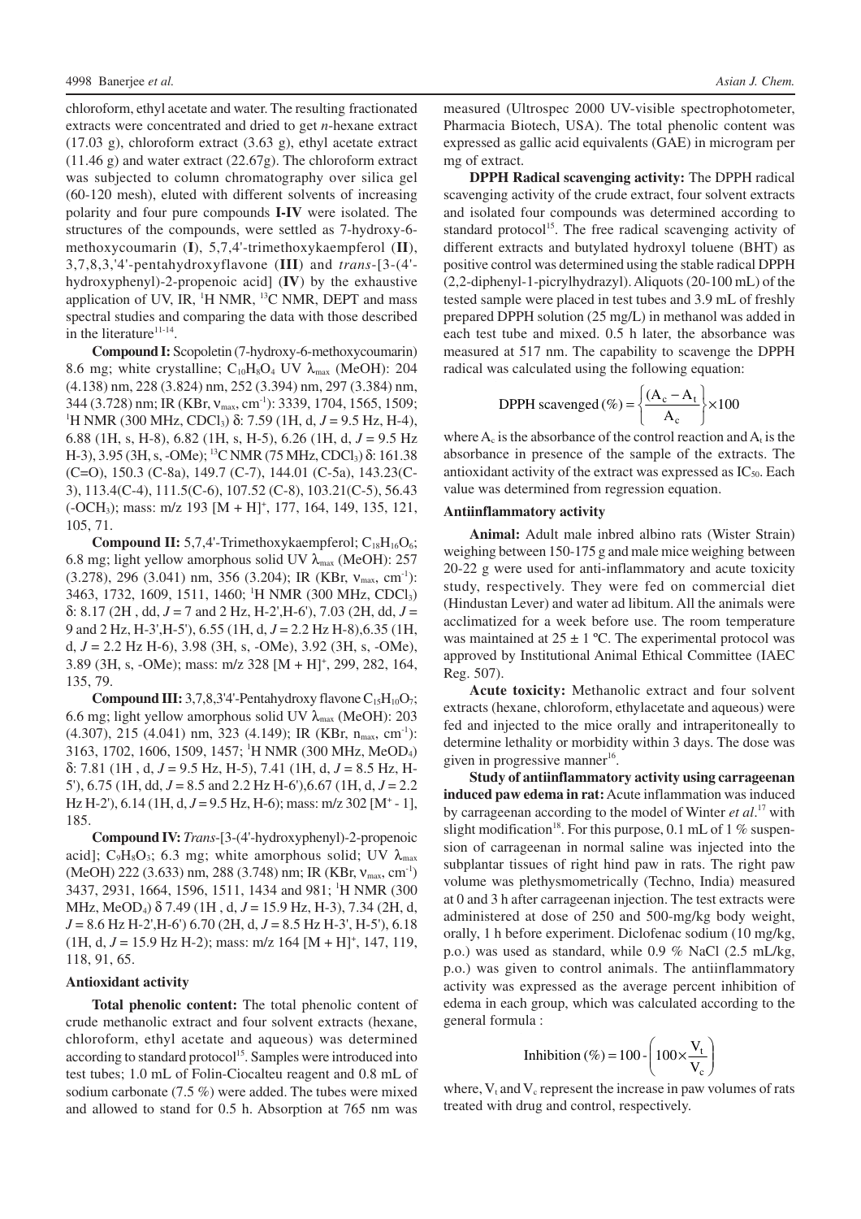chloroform, ethyl acetate and water. The resulting fractionated extracts were concentrated and dried to get *n*-hexane extract (17.03 g), chloroform extract (3.63 g), ethyl acetate extract (11.46 g) and water extract (22.67g). The chloroform extract was subjected to column chromatography over silica gel (60-120 mesh), eluted with different solvents of increasing polarity and four pure compounds **I-IV** were isolated. The structures of the compounds, were settled as 7-hydroxy-6-methoxycoumarin (**I**), 5,7,4'-trimethoxykaempferol (**II**), 3,7,8,3,'4'-pentahydroxyflavone (**III**) and *trans*-[3-(4'-hydroxyphenyl)-2-propenoic acid] (**IV**) by the exhaustive application of UV, IR, $^{1}$H NMR, $^{13}$C NMR, DEPT and mass spectral studies and comparing the data with those described in the literature[11-14].

**Compound I:** Scopoletin (7-hydroxy-6-methoxycoumarin) 8.6 mg; white crystalline; $C_{10}H_8O_4$ UV $\lambda_{max}$ (MeOH): 204 (4.138) nm, 228 (3.824) nm, 252 (3.394) nm, 297 (3.384) nm, 344 (3.728) nm; IR (KBr, $\nu_{max}$, cm$^{-1}$): 3339, 1704, 1565, 1509; $^{1}$H NMR (300 MHz, $CDCl_3$) δ: 7.59 (1H, d, *J* = 9.5 Hz, H-4), 6.88 (1H, s, H-8), 6.82 (1H, s, H-5), 6.26 (1H, d, *J* = 9.5 Hz H-3), 3.95 (3H, s, -OMe); $^{13}$C NMR (75 MHz, $CDCl_3$) δ: 161.38 (C=O), 150.3 (C-8a), 149.7 (C-7), 144.01 (C-5a), 143.23(C-3), 113.4(C-4), 111.5(C-6), 107.52 (C-8), 103.21(C-5), 56.43 (-$OCH_3$); mass: m/z 193 [M + H]$^+$, 177, 164, 149, 135, 121, 105, 71.

**Compound II:** 5,7,4'-Trimethoxykaempferol; $C_{18}H_{16}O_6$; 6.8 mg; light yellow amorphous solid UV $\lambda_{max}$ (MeOH): 257 (3.278), 296 (3.041) nm, 356 (3.204); IR (KBr, $\nu_{max}$, cm$^{-1}$): 3463, 1732, 1609, 1511, 1460; $^{1}$H NMR (300 MHz, $CDCl_3$) δ: 8.17 (2H , dd, *J* = 7 and 2 Hz, H-2',H-6'), 7.03 (2H, dd, *J* = 9 and 2 Hz, H-3',H-5'), 6.55 (1H, d, *J* = 2.2 Hz H-8),6.35 (1H, d, *J* = 2.2 Hz H-6), 3.98 (3H, s, -OMe), 3.92 (3H, s, -OMe), 3.89 (3H, s, -OMe); mass: m/z 328 [M + H]$^+$, 299, 282, 164, 135, 79.

**Compound III:** 3,7,8,3'4'-Pentahydroxy flavone $C_{15}H_{10}O_7$; 6.6 mg; light yellow amorphous solid UV $\lambda_{max}$ (MeOH): 203 (4.307), 215 (4.041) nm, 323 (4.149); IR (KBr, $n_{max}$, cm$^{-1}$): 3163, 1702, 1606, 1509, 1457; $^{1}$H NMR (300 MHz, $MeOD_4$) δ: 7.81 (1H , d, *J* = 9.5 Hz, H-5), 7.41 (1H, d, *J* = 8.5 Hz, H-5'), 6.75 (1H, dd, *J* = 8.5 and 2.2 Hz H-6'),6.67 (1H, d, *J* = 2.2 Hz H-2'), 6.14 (1H, d, *J* = 9.5 Hz, H-6); mass: m/z 302 [M$^+$ - 1], 185.

**Compound IV:** *Trans*-[3-(4'-hydroxyphenyl)-2-propenoic acid]; $C_9H_8O_3$; 6.3 mg; white amorphous solid; UV $\lambda_{max}$ (MeOH) 222 (3.633) nm, 288 (3.748) nm; IR (KBr, $\nu_{max}$, cm$^{-1}$) 3437, 2931, 1664, 1596, 1511, 1434 and 981; $^{1}$H NMR (300 MHz, $MeOD_4$) δ 7.49 (1H , d, *J* = 15.9 Hz, H-3), 7.34 (2H, d, *J* = 8.6 Hz H-2',H-6') 6.70 (2H, d, *J* = 8.5 Hz H-3', H-5'), 6.18 (1H, d, *J* = 15.9 Hz H-2); mass: m/z 164 [M + H]$^+$, 147, 119, 118, 91, 65.

### Antioxidant activity

**Total phenolic content:** The total phenolic content of crude methanolic extract and four solvent extracts (hexane, chloroform, ethyl acetate and aqueous) was determined according to standard protocol[15]. Samples were introduced into test tubes; 1.0 mL of Folin-Ciocalteu reagent and 0.8 mL of sodium carbonate (7.5 %) were added. The tubes were mixed and allowed to stand for 0.5 h. Absorption at 765 nm was measured (Ultrospec 2000 UV-visible spectrophotometer, Pharmacia Biotech, USA). The total phenolic content was expressed as gallic acid equivalents (GAE) in microgram per mg of extract.

**DPPH Radical scavenging activity:** The DPPH radical scavenging activity of the crude extract, four solvent extracts and isolated four compounds was determined according to standard protocol[15]. The free radical scavenging activity of different extracts and butylated hydroxyl toluene (BHT) as positive control was determined using the stable radical DPPH (2,2-diphenyl-1-picrylhydrazyl). Aliquots (20-100 mL) of the tested sample were placed in test tubes and 3.9 mL of freshly prepared DPPH solution (25 mg/L) in methanol was added in each test tube and mixed. 0.5 h later, the absorbance was measured at 517 nm. The capability to scavenge the DPPH radical was calculated using the following equation:

$$\text{DPPH scavenged (\%)} = \left\{\frac{(A_c - A_t)}{A_c}\right\} \times 100$$

where $A_c$ is the absorbance of the control reaction and $A_t$ is the absorbance in presence of the sample of the extracts. The antioxidant activity of the extract was expressed as $IC_{50}$. Each value was determined from regression equation.

### Antiinflammatory activity

**Animal:** Adult male inbred albino rats (Wister Strain) weighing between 150-175 g and male mice weighing between 20-22 g were used for anti-inflammatory and acute toxicity study, respectively. They were fed on commercial diet (Hindustan Lever) and water ad libitum. All the animals were acclimatized for a week before use. The room temperature was maintained at 25 ± 1 ºC. The experimental protocol was approved by Institutional Animal Ethical Committee (IAEC Reg. 507).

**Acute toxicity:** Methanolic extract and four solvent extracts (hexane, chloroform, ethylacetate and aqueous) were fed and injected to the mice orally and intraperitoneally to determine lethality or morbidity within 3 days. The dose was given in progressive manner[16].

**Study of antiinflammatory activity using carrageenan induced paw edema in rat:** Acute inflammation was induced by carrageenan according to the model of Winter *et al.*[17] with slight modification[18]. For this purpose, 0.1 mL of 1 % suspension of carrageenan in normal saline was injected into the subplantar tissues of right hind paw in rats. The right paw volume was plethysmometrically (Techno, India) measured at 0 and 3 h after carrageenan injection. The test extracts were administered at dose of 250 and 500-mg/kg body weight, orally, 1 h before experiment. Diclofenac sodium (10 mg/kg, p.o.) was used as standard, while 0.9 % NaCl (2.5 mL/kg, p.o.) was given to control animals. The antiinflammatory activity was expressed as the average percent inhibition of edema in each group, which was calculated according to the general formula :

$$\text{Inhibition (\%)} = 100 - \left(100 \times \frac{V_t}{V_c}\right)$$

where, $V_t$ and $V_c$ represent the increase in paw volumes of rats treated with drug and control, respectively.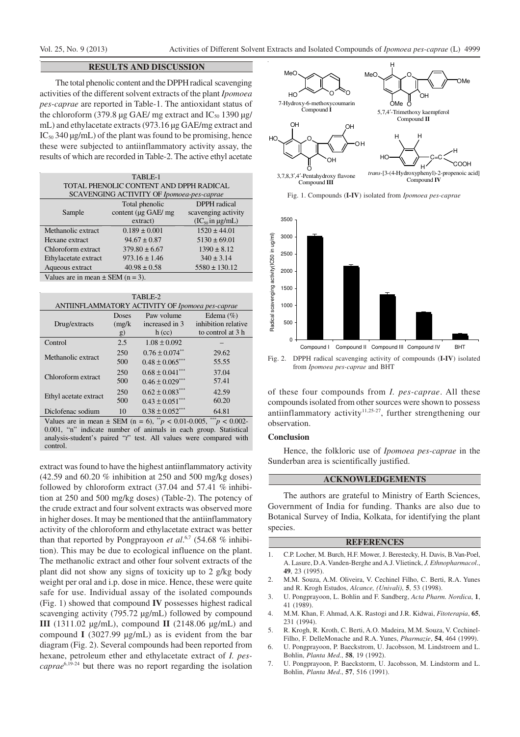## RESULTS AND DISCUSSION

The total phenolic content and the DPPH radical scavenging activities of the different solvent extracts of the plant *Ipomoea pes-caprae* are reported in Table-1. The antioxidant status of the chloroform (379.8 µg GAE/ mg extract and $IC_{50}$ 1390 µg/mL) and ethylacetate extracts (973.16 µg GAE/mg extract and $IC_{50}$ 340 µg/mL) of the plant was found to be promising, hence these were subjected to antiinflammatory activity assay, the results of which are recorded in Table-2. The active ethyl acetate extract was found to have the highest antiinflammatory activity (42.59 and 60.20 % inhibition at 250 and 500 mg/kg doses) followed by chloroform extract (37.04 and 57.41 % inhibition at 250 and 500 mg/kg doses) (Table-2). The potency of the crude extract and four solvent extracts was observed more in higher doses. It may be mentioned that the antiinflammatory activity of the chloroform and ethylacetate extract was better than that reported by Pongprayoon *et al*.[6,7] (54.68 % inhibition). This may be due to ecological influence on the plant. The methanolic extract and other four solvent extracts of the plant did not show any signs of toxicity up to 2 g/kg body weight per oral and i.p. dose in mice. Hence, these were quite safe for use. Individual assay of the isolated compounds (Fig. 1) showed that compound **IV** possesses highest radical scavenging activity (795.72 µg/mL) followed by compound **III** (1311.02 µg/mL), compound **II** (2148.06 µg/mL) and compound **I** (3027.99 µg/mL) as is evident from the bar diagram (Fig. 2). Several compounds had been reported from hexane, petroleum ether and ethylacetate extract of *I. pes-caprae*[6,19-24] but there was no report regarding the isolation of these four compounds from *I. pes-caprae*. All these compounds isolated from other sources were shown to possess antiinflammatory activity[11,25-27], further strengthening our observation.

TABLE-1
TOTAL PHENOLIC CONTENT AND DPPH RADICAL SCAVENGING ACTIVITY OF *Ipomoea pes-caprae*

| Sample | Total phenolic content (µg GAE/ mg extract) | DPPH radical scavenging activity ($IC_{50}$ in µg/mL) |
|---|---|---|
| Methanolic extract | 0.189 ± 0.001 | 1520 ± 44.01 |
| Hexane extract | 94.67 ± 0.87 | 5130 ± 69.01 |
| Chloroform extract | 379.80 ± 6.67 | 1390 ± 8.12 |
| Ethylacetate extract | 973.16 ± 1.46 | 340 ± 3.14 |
| Aqueous extract | 40.98 ± 0.58 | 5580 ± 130.12 |

Values are in mean ± SEM (n = 3).

TABLE-2
ANTIINFLAMMATORY ACTIVITY OF *Ipomoea pes-caprae*

| Drug/extracts | Doses (mg/kg) | Paw volume increased in 3 h (cc) | Edema (%) inhibition relative to control at 3 h |
|---|---|---|---|
| Control | 2.5 | 1.08 ± 0.092 | – |
| Methanolic extract | 250 | 0.76 ± 0.074** | 29.62 |
| | 500 | 0.48 ± 0.065*** | 55.55 |
| Chloroform extract | 250 | 0.68 ± 0.041*** | 37.04 |
| | 500 | 0.46 ± 0.029*** | 57.41 |
| Ethyl acetate extract | 250 | 0.62 ± 0.083*** | 42.59 |
| | 500 | 0.43 ± 0.051*** | 60.20 |
| Diclofenac sodium | 10 | 0.38 ± 0.052*** | 64.81 |

Values are in mean ± SEM (n = 6), $^{**}p < 0.01$-0.005, $^{***}p < 0.002$-0.001, "n" indicate number of animals in each group. Statistical analysis-student's paired "*t*" test. All values were compared with control.

Fig. 1. Compounds (**I-IV**) isolated from *Ipomoea pes-caprae*

Fig. 2. DPPH radical scavenging activity of compounds (**I-IV**) isolated from *Ipomoea pes-caprae* and BHT

### Conclusion

Hence, the folkloric use of *Ipomoea pes-caprae* in the Sunderban area is scientifically justified.

## ACKNOWLEDGEMENTS

The authors are grateful to Ministry of Earth Sciences, Government of India for funding. Thanks are also due to Botanical Survey of India, Kolkata, for identifying the plant species.

## REFERENCES

1. C.P. Locher, M. Burch, H.F. Mower, J. Berestecky, H. Davis, B.Van-Poel, A. Lasure, D.A. Vanden-Berghe and A.J. Vlietinck, *J. Ethnopharmacol*., **49**, 23 (1995).
2. M.M. Souza, A.M. Oliveira, V. Cechinel Filho, C. Berti, R.A. Yunes and R. Krogh Estudos, *Alcance, (Univali)*, **5**, 53 (1998).
3. U. Pongprayoon, L. Bohlin and F. Sandberg, *Acta Pharm. Nordica*, **1**, 41 (1989).
4. M.M. Khan, F. Ahmad, A.K. Rastogi and J.R. Kidwai, *Fitoterapia*, **65**, 231 (1994).
5. R. Krogh, R. Kroth, C. Berti, A.O. Madeira, M.M. Souza, V. Cechinel-Filho, F. DelleMonache and R.A. Yunes, *Pharmazie*, **54**, 464 (1999).
6. U. Pongprayoon, P. Baeckstrom, U. Jacobsson, M. Lindstroem and L. Bohlin, *Planta Med*., **58**, 19 (1992).
7. U. Pongprayoon, P. Baeckstorm, U. Jacobsson, M. Lindstorm and L. Bohlin, *Planta Med*., **57**, 516 (1991).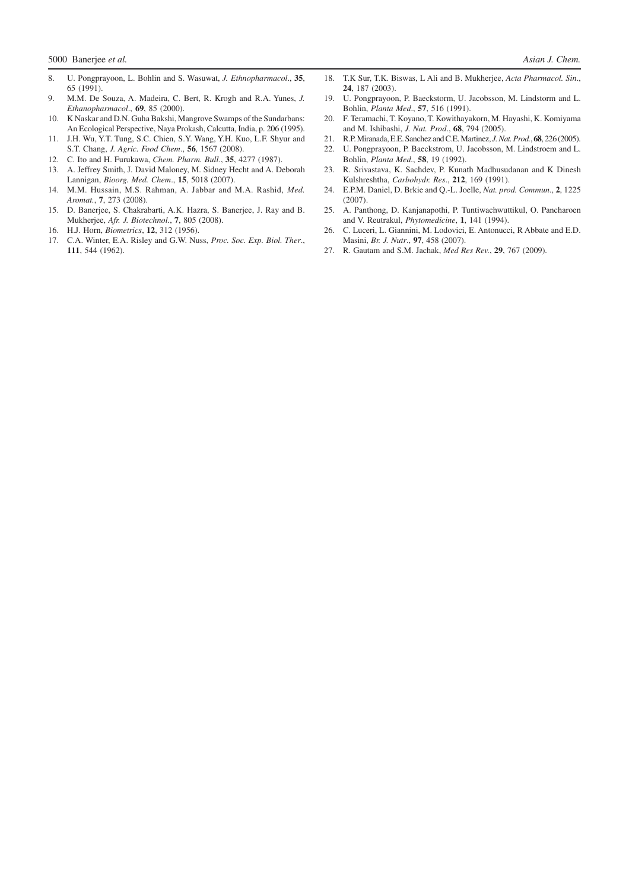8. U. Pongprayoon, L. Bohlin and S. Wasuwat, *J. Ethnopharmacol*., **35**, 65 (1991).
9. M.M. De Souza, A. Madeira, C. Bert, R. Krogh and R.A. Yunes, *J. Ethanopharmacol*., **69**, 85 (2000).
10. K Naskar and D.N. Guha Bakshi, Mangrove Swamps of the Sundarbans: An Ecological Perspective, Naya Prokash, Calcutta, India, p. 206 (1995).
11. J.H. Wu, Y.T. Tung, S.C. Chien, S.Y. Wang, Y.H. Kuo, L.F. Shyur and S.T. Chang, *J. Agric. Food Chem*., **56**, 1567 (2008).
12. C. Ito and H. Furukawa, *Chem. Pharm. Bull*., **35**, 4277 (1987).
13. A. Jeffrey Smith, J. David Maloney, M. Sidney Hecht and A. Deborah Lannigan, *Bioorg. Med. Chem*., **15**, 5018 (2007).
14. M.M. Hussain, M.S. Rahman, A. Jabbar and M.A. Rashid, *Med. Aromat.*, **7**, 273 (2008).
15. D. Banerjee, S. Chakrabarti, A.K. Hazra, S. Banerjee, J. Ray and B. Mukherjee, *Afr. J. Biotechnol.*, **7**, 805 (2008).
16. H.J. Horn, *Biometrics*, **12**, 312 (1956).
17. C.A. Winter, E.A. Risley and G.W. Nuss, *Proc. Soc. Exp. Biol. Ther*., **111**, 544 (1962).
18. T.K Sur, T.K. Biswas, L Ali and B. Mukherjee, *Acta Pharmacol. Sin*., **24**, 187 (2003).
19. U. Pongprayoon, P. Baeckstorm, U. Jacobsson, M. Lindstorm and L. Bohlin, *Planta Med*., **57**, 516 (1991).
20. F. Teramachi, T. Koyano, T. Kowithayakorn, M. Hayashi, K. Komiyama and M. Ishibashi, *J. Nat. Prod*., **68**, 794 (2005).
21. R.P. Miranada, E.E. Sanchez and C.E. Martinez, *J. Nat. Prod.*, **68**, 226 (2005).
22. U. Pongprayoon, P. Baeckstrom, U. Jacobsson, M. Lindstroem and L. Bohlin, *Planta Med.*, **58**, 19 (1992).
23. R. Srivastava, K. Sachdev, P. Kunath Madhusudanan and K Dinesh Kulshreshtha, *Carbohydr. Res*., **212**, 169 (1991).
24. E.P.M. Daniel, D. Brkie and Q.-L. Joelle, *Nat. prod. Commun*., **2**, 1225 (2007).
25. A. Panthong, D. Kanjanapothi, P. Tuntiwachwuttikul, O. Pancharoen and V. Reutrakul, *Phytomedicine*, **1**, 141 (1994).
26. C. Luceri, L. Giannini, M. Lodovici, E. Antonucci, R Abbate and E.D. Masini, *Br. J. Nutr*., **97**, 458 (2007).
27. R. Gautam and S.M. Jachak, *Med Res Rev.*, **29**, 767 (2009).